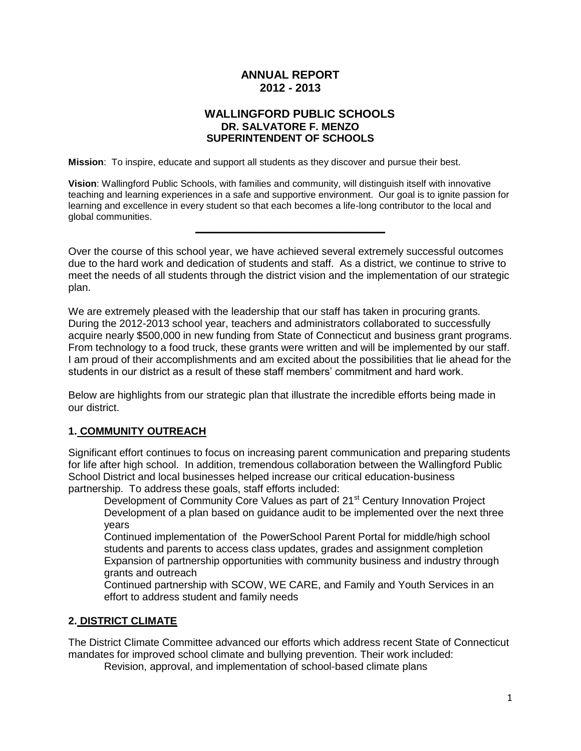# ANNUAL REPORT
# 2012 - 2013

## WALLINGFORD PUBLIC SCHOOLS
### DR. SALVATORE F. MENZO
### SUPERINTENDENT OF SCHOOLS

**Mission**: To inspire, educate and support all students as they discover and pursue their best.

**Vision**: Wallingford Public Schools, with families and community, will distinguish itself with innovative teaching and learning experiences in a safe and supportive environment. Our goal is to ignite passion for learning and excellence in every student so that each becomes a life-long contributor to the local and global communities.

---

Over the course of this school year, we have achieved several extremely successful outcomes due to the hard work and dedication of students and staff. As a district, we continue to strive to meet the needs of all students through the district vision and the implementation of our strategic plan.

We are extremely pleased with the leadership that our staff has taken in procuring grants. During the 2012-2013 school year, teachers and administrators collaborated to successfully acquire nearly $500,000 in new funding from State of Connecticut and business grant programs. From technology to a food truck, these grants were written and will be implemented by our staff. I am proud of their accomplishments and am excited about the possibilities that lie ahead for the students in our district as a result of these staff members' commitment and hard work.

Below are highlights from our strategic plan that illustrate the incredible efforts being made in our district.

## 1. COMMUNITY OUTREACH

Significant effort continues to focus on increasing parent communication and preparing students for life after high school. In addition, tremendous collaboration between the Wallingford Public School District and local businesses helped increase our critical education-business partnership. To address these goals, staff efforts included:

- Development of Community Core Values as part of 21st Century Innovation Project
- Development of a plan based on guidance audit to be implemented over the next three years
- Continued implementation of the PowerSchool Parent Portal for middle/high school students and parents to access class updates, grades and assignment completion
- Expansion of partnership opportunities with community business and industry through grants and outreach
- Continued partnership with SCOW, WE CARE, and Family and Youth Services in an effort to address student and family needs

## 2. DISTRICT CLIMATE

The District Climate Committee advanced our efforts which address recent State of Connecticut mandates for improved school climate and bullying prevention. Their work included:

- Revision, approval, and implementation of school-based climate plans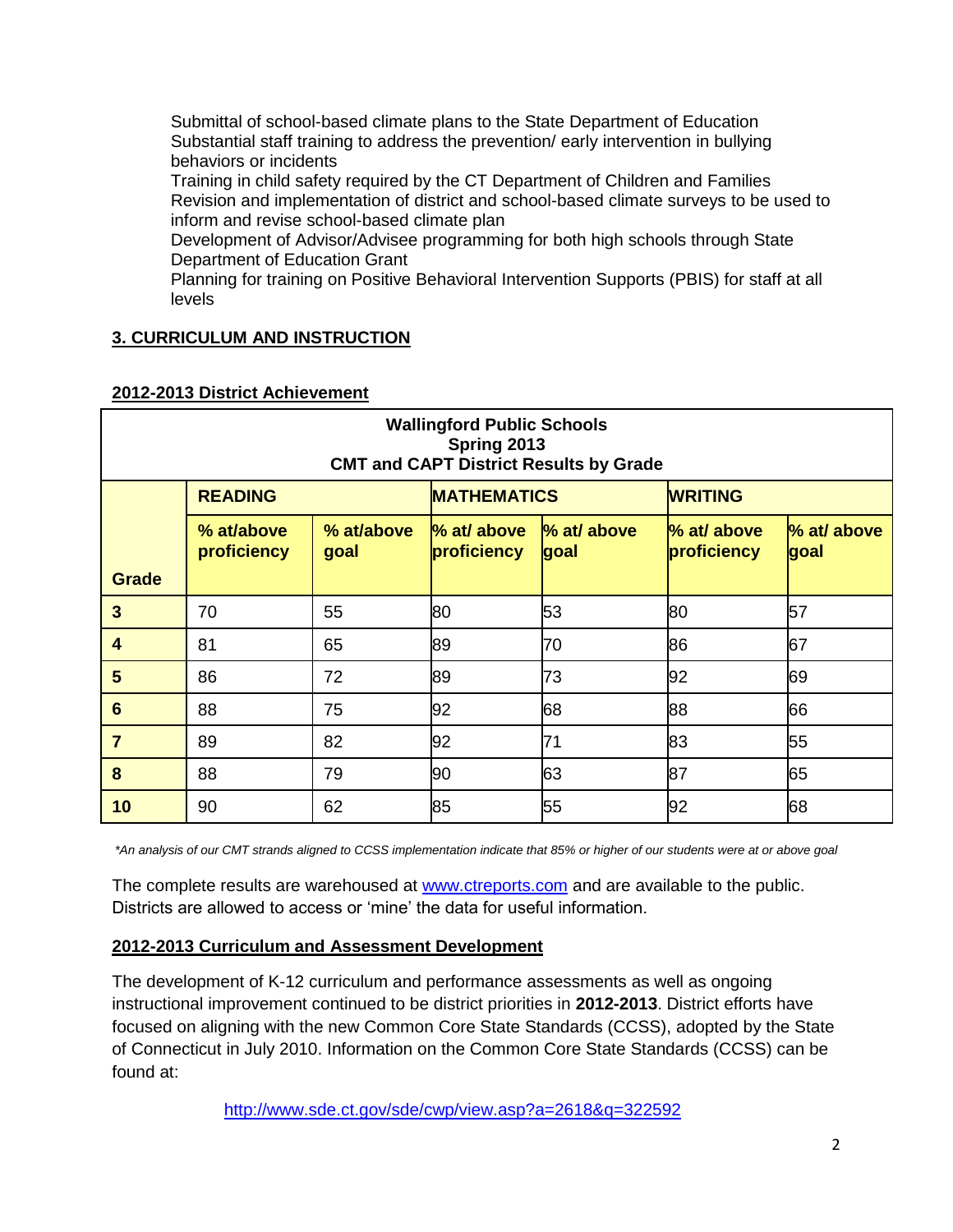Submittal of school-based climate plans to the State Department of Education
Substantial staff training to address the prevention/ early intervention in bullying behaviors or incidents
Training in child safety required by the CT Department of Children and Families
Revision and implementation of district and school-based climate surveys to be used to inform and revise school-based climate plan
Development of Advisor/Advisee programming for both high schools through State Department of Education Grant
Planning for training on Positive Behavioral Intervention Supports (PBIS) for staff at all levels

## 3. CURRICULUM AND INSTRUCTION

### 2012-2013 District Achievement

**Wallingford Public Schools**
**Spring 2013**
**CMT and CAPT District Results by Grade**

| Grade | READING | | MATHEMATICS | | WRITING | |
|---|---|---|---|---|---|---|
| | % at/above proficiency | % at/above goal | % at/ above proficiency | % at/ above goal | % at/ above proficiency | % at/ above goal |
| 3 | 70 | 55 | 80 | 53 | 80 | 57 |
| 4 | 81 | 65 | 89 | 70 | 86 | 67 |
| 5 | 86 | 72 | 89 | 73 | 92 | 69 |
| 6 | 88 | 75 | 92 | 68 | 88 | 66 |
| 7 | 89 | 82 | 92 | 71 | 83 | 55 |
| 8 | 88 | 79 | 90 | 63 | 87 | 65 |
| 10 | 90 | 62 | 85 | 55 | 92 | 68 |

*\*An analysis of our CMT strands aligned to CCSS implementation indicate that 85% or higher of our students were at or above goal*

The complete results are warehoused at www.ctreports.com and are available to the public. Districts are allowed to access or 'mine' the data for useful information.

### 2012-2013 Curriculum and Assessment Development

The development of K-12 curriculum and performance assessments as well as ongoing instructional improvement continued to be district priorities in **2012-2013**. District efforts have focused on aligning with the new Common Core State Standards (CCSS), adopted by the State of Connecticut in July 2010. Information on the Common Core State Standards (CCSS) can be found at:

http://www.sde.ct.gov/sde/cwp/view.asp?a=2618&q=322592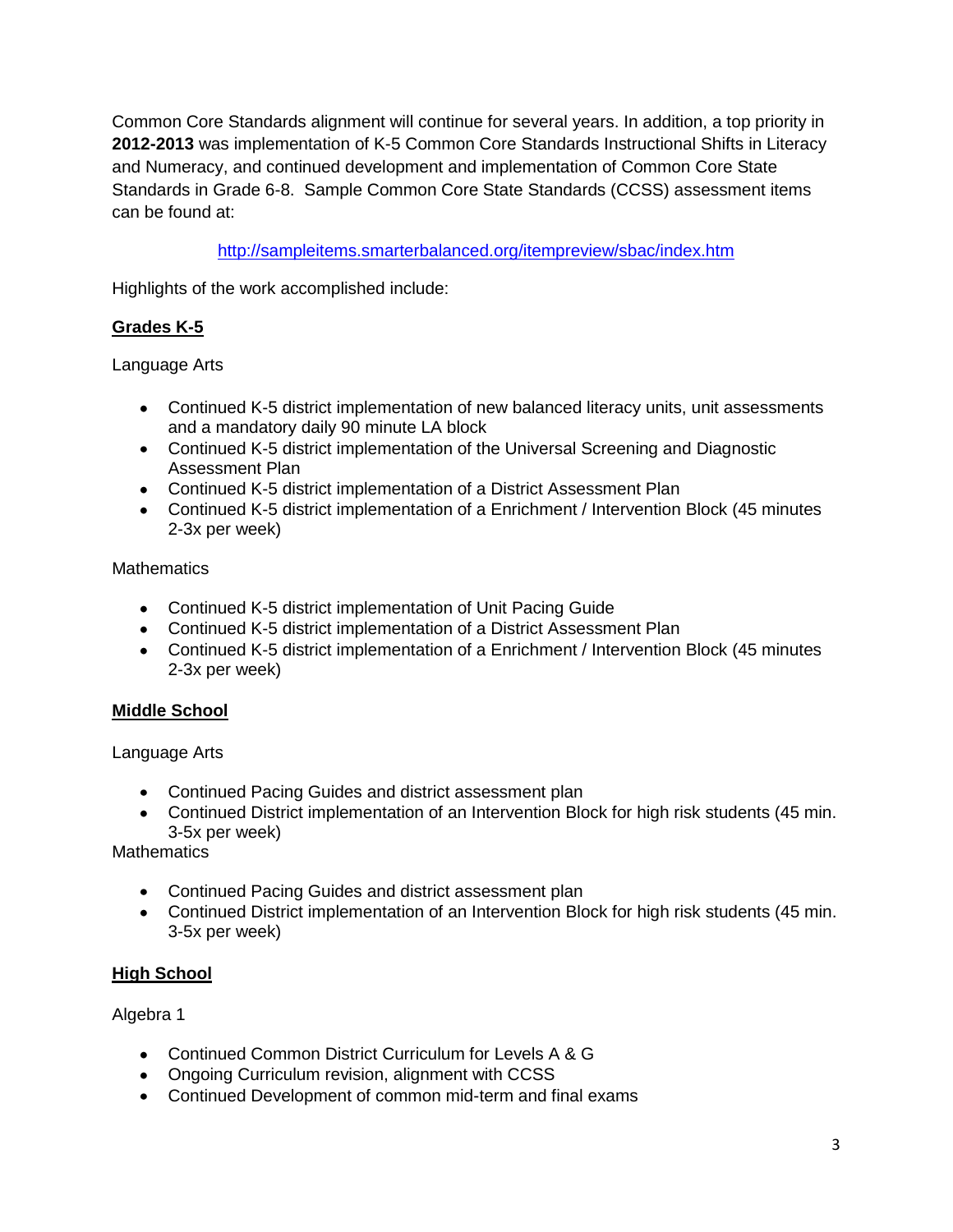Common Core Standards alignment will continue for several years. In addition, a top priority in **2012-2013** was implementation of K-5 Common Core Standards Instructional Shifts in Literacy and Numeracy, and continued development and implementation of Common Core State Standards in Grade 6-8. Sample Common Core State Standards (CCSS) assessment items can be found at:

http://sampleitems.smarterbalanced.org/itempreview/sbac/index.htm

Highlights of the work accomplished include:

**Grades K-5**

Language Arts

- Continued K-5 district implementation of new balanced literacy units, unit assessments and a mandatory daily 90 minute LA block
- Continued K-5 district implementation of the Universal Screening and Diagnostic Assessment Plan
- Continued K-5 district implementation of a District Assessment Plan
- Continued K-5 district implementation of a Enrichment / Intervention Block (45 minutes 2-3x per week)

Mathematics

- Continued K-5 district implementation of Unit Pacing Guide
- Continued K-5 district implementation of a District Assessment Plan
- Continued K-5 district implementation of a Enrichment / Intervention Block (45 minutes 2-3x per week)

**Middle School**

Language Arts

- Continued Pacing Guides and district assessment plan
- Continued District implementation of an Intervention Block for high risk students (45 min. 3-5x per week)

Mathematics

- Continued Pacing Guides and district assessment plan
- Continued District implementation of an Intervention Block for high risk students (45 min. 3-5x per week)

**High School**

Algebra 1

- Continued Common District Curriculum for Levels A & G
- Ongoing Curriculum revision, alignment with CCSS
- Continued Development of common mid-term and final exams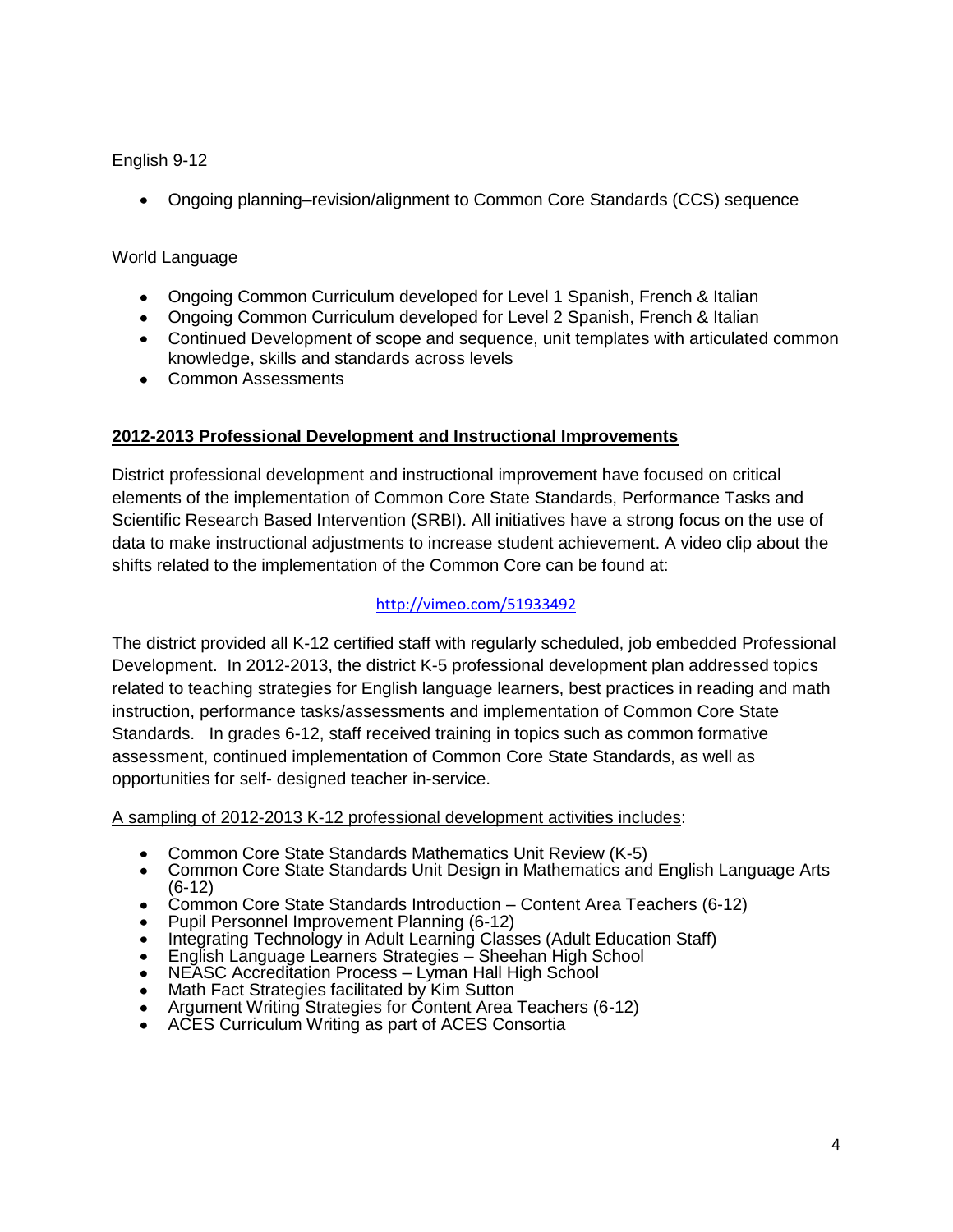English 9-12

- Ongoing planning–revision/alignment to Common Core Standards (CCS) sequence

World Language

- Ongoing Common Curriculum developed for Level 1 Spanish, French & Italian
- Ongoing Common Curriculum developed for Level 2 Spanish, French & Italian
- Continued Development of scope and sequence, unit templates with articulated common knowledge, skills and standards across levels
- Common Assessments

## 2012-2013 Professional Development and Instructional Improvements

District professional development and instructional improvement have focused on critical elements of the implementation of Common Core State Standards, Performance Tasks and Scientific Research Based Intervention (SRBI). All initiatives have a strong focus on the use of data to make instructional adjustments to increase student achievement. A video clip about the shifts related to the implementation of the Common Core can be found at:

http://vimeo.com/51933492

The district provided all K-12 certified staff with regularly scheduled, job embedded Professional Development. In 2012-2013, the district K-5 professional development plan addressed topics related to teaching strategies for English language learners, best practices in reading and math instruction, performance tasks/assessments and implementation of Common Core State Standards. In grades 6-12, staff received training in topics such as common formative assessment, continued implementation of Common Core State Standards, as well as opportunities for self- designed teacher in-service.

A sampling of 2012-2013 K-12 professional development activities includes:

- Common Core State Standards Mathematics Unit Review (K-5)
- Common Core State Standards Unit Design in Mathematics and English Language Arts (6-12)
- Common Core State Standards Introduction – Content Area Teachers (6-12)
- Pupil Personnel Improvement Planning (6-12)
- Integrating Technology in Adult Learning Classes (Adult Education Staff)
- English Language Learners Strategies – Sheehan High School
- NEASC Accreditation Process – Lyman Hall High School
- Math Fact Strategies facilitated by Kim Sutton
- Argument Writing Strategies for Content Area Teachers (6-12)
- ACES Curriculum Writing as part of ACES Consortia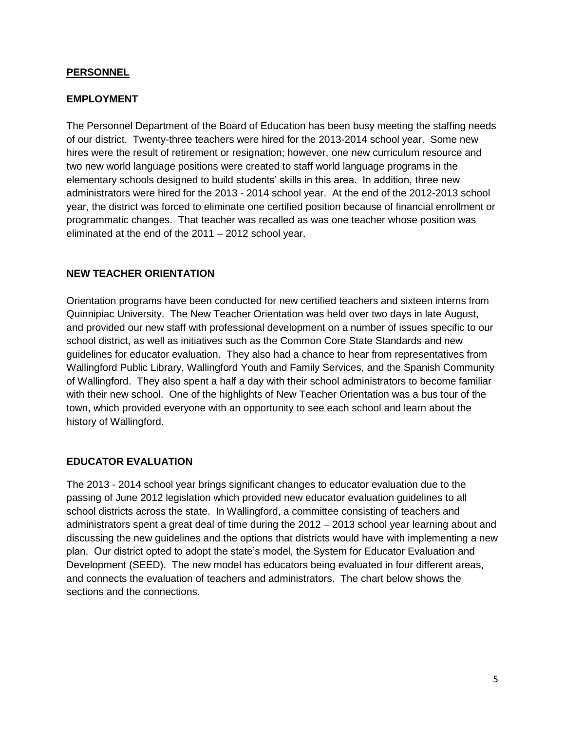## PERSONNEL

### EMPLOYMENT

The Personnel Department of the Board of Education has been busy meeting the staffing needs of our district. Twenty-three teachers were hired for the 2013-2014 school year. Some new hires were the result of retirement or resignation; however, one new curriculum resource and two new world language positions were created to staff world language programs in the elementary schools designed to build students' skills in this area. In addition, three new administrators were hired for the 2013 - 2014 school year. At the end of the 2012-2013 school year, the district was forced to eliminate one certified position because of financial enrollment or programmatic changes. That teacher was recalled as was one teacher whose position was eliminated at the end of the 2011 – 2012 school year.

### NEW TEACHER ORIENTATION

Orientation programs have been conducted for new certified teachers and sixteen interns from Quinnipiac University. The New Teacher Orientation was held over two days in late August, and provided our new staff with professional development on a number of issues specific to our school district, as well as initiatives such as the Common Core State Standards and new guidelines for educator evaluation. They also had a chance to hear from representatives from Wallingford Public Library, Wallingford Youth and Family Services, and the Spanish Community of Wallingford. They also spent a half a day with their school administrators to become familiar with their new school. One of the highlights of New Teacher Orientation was a bus tour of the town, which provided everyone with an opportunity to see each school and learn about the history of Wallingford.

### EDUCATOR EVALUATION

The 2013 - 2014 school year brings significant changes to educator evaluation due to the passing of June 2012 legislation which provided new educator evaluation guidelines to all school districts across the state. In Wallingford, a committee consisting of teachers and administrators spent a great deal of time during the 2012 – 2013 school year learning about and discussing the new guidelines and the options that districts would have with implementing a new plan. Our district opted to adopt the state's model, the System for Educator Evaluation and Development (SEED). The new model has educators being evaluated in four different areas, and connects the evaluation of teachers and administrators. The chart below shows the sections and the connections.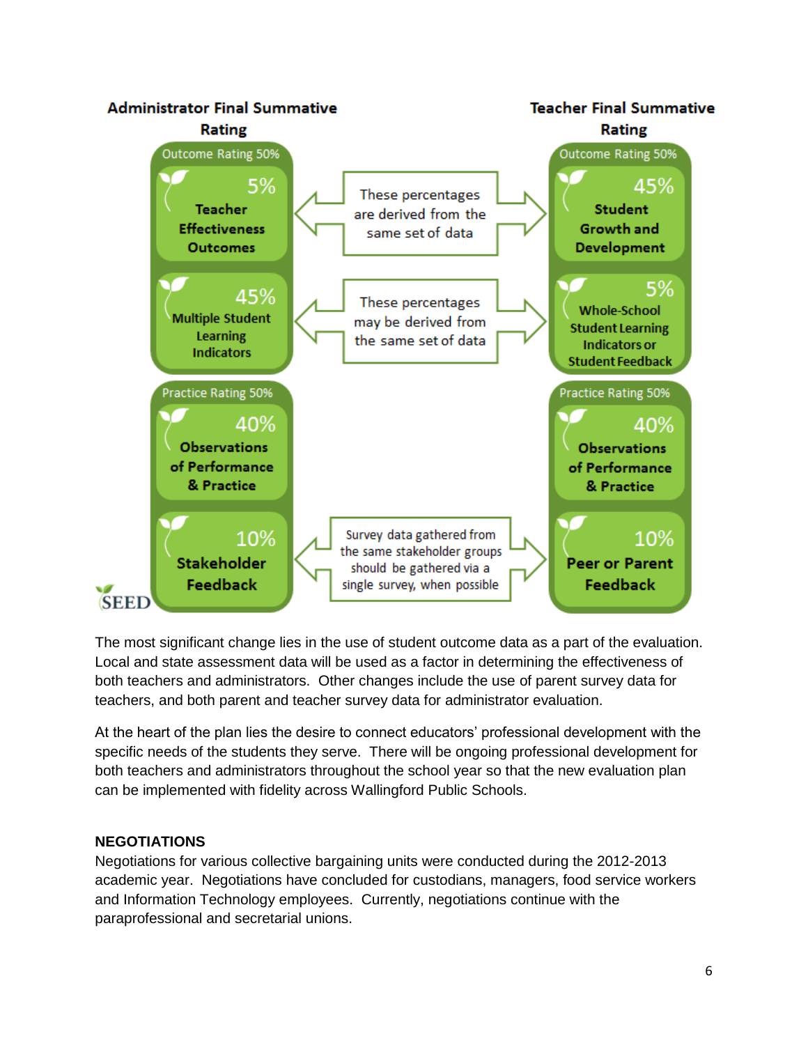| Administrator Final Summative Rating | | Teacher Final Summative Rating |
|---|---|---|
| **Outcome Rating 50%** | | **Outcome Rating 50%** |
| 5% Teacher Effectiveness Outcomes | These percentages are derived from the same set of data | 45% Student Growth and Development |
| 45% Multiple Student Learning Indicators | These percentages may be derived from the same set of data | 5% Whole-School Student Learning Indicators or Student Feedback |
| **Practice Rating 50%** | | **Practice Rating 50%** |
| 40% Observations of Performance & Practice | | 40% Observations of Performance & Practice |
| 10% Stakeholder Feedback | Survey data gathered from the same stakeholder groups should be gathered via a single survey, when possible | 10% Peer or Parent Feedback |

SEED

The most significant change lies in the use of student outcome data as a part of the evaluation. Local and state assessment data will be used as a factor in determining the effectiveness of both teachers and administrators. Other changes include the use of parent survey data for teachers, and both parent and teacher survey data for administrator evaluation.

At the heart of the plan lies the desire to connect educators' professional development with the specific needs of the students they serve. There will be ongoing professional development for both teachers and administrators throughout the school year so that the new evaluation plan can be implemented with fidelity across Wallingford Public Schools.

**NEGOTIATIONS**

Negotiations for various collective bargaining units were conducted during the 2012-2013 academic year. Negotiations have concluded for custodians, managers, food service workers and Information Technology employees. Currently, negotiations continue with the paraprofessional and secretarial unions.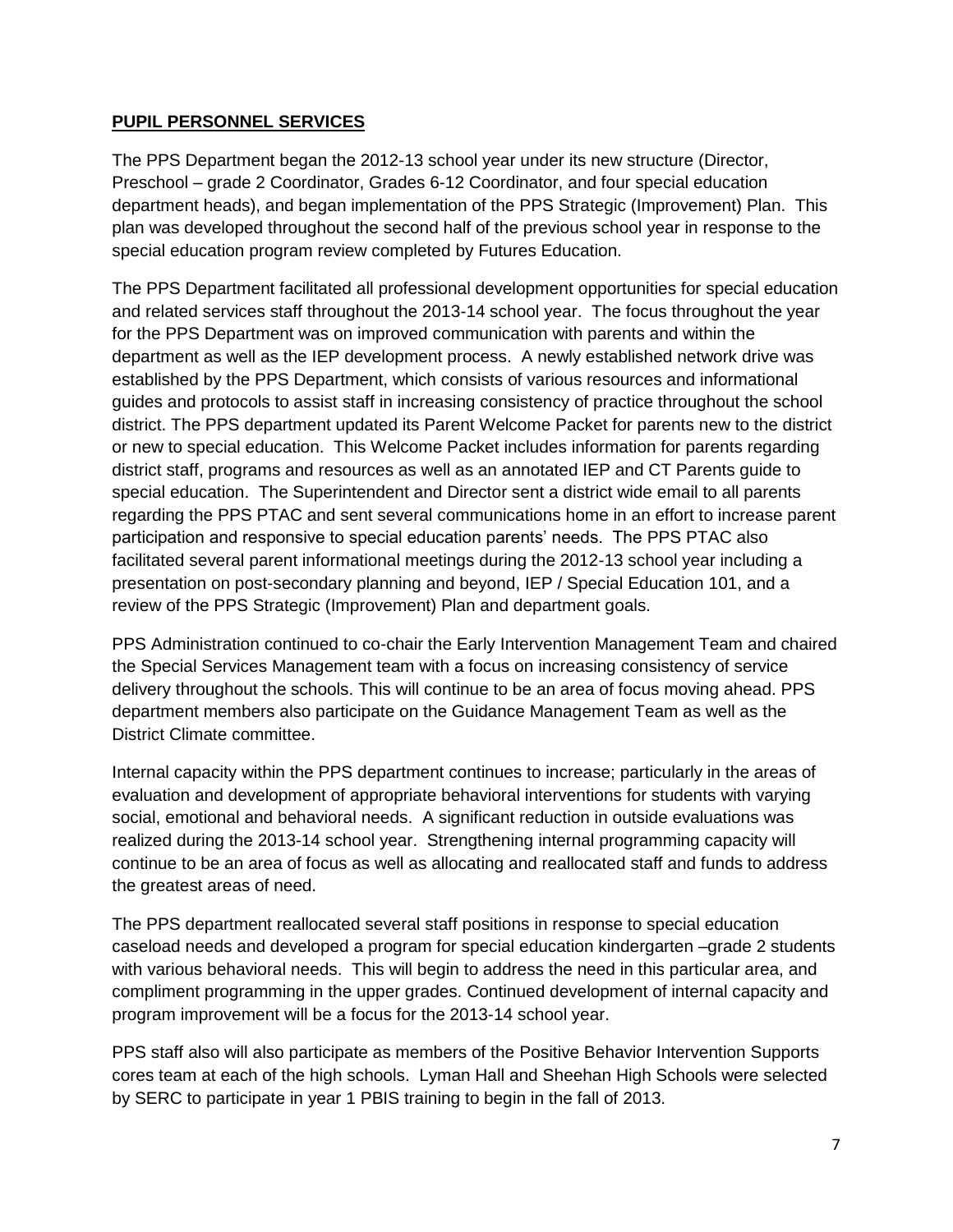## **PUPIL PERSONNEL SERVICES**

The PPS Department began the 2012-13 school year under its new structure (Director, Preschool – grade 2 Coordinator, Grades 6-12 Coordinator, and four special education department heads), and began implementation of the PPS Strategic (Improvement) Plan. This plan was developed throughout the second half of the previous school year in response to the special education program review completed by Futures Education.

The PPS Department facilitated all professional development opportunities for special education and related services staff throughout the 2013-14 school year. The focus throughout the year for the PPS Department was on improved communication with parents and within the department as well as the IEP development process. A newly established network drive was established by the PPS Department, which consists of various resources and informational guides and protocols to assist staff in increasing consistency of practice throughout the school district. The PPS department updated its Parent Welcome Packet for parents new to the district or new to special education. This Welcome Packet includes information for parents regarding district staff, programs and resources as well as an annotated IEP and CT Parents guide to special education. The Superintendent and Director sent a district wide email to all parents regarding the PPS PTAC and sent several communications home in an effort to increase parent participation and responsive to special education parents' needs. The PPS PTAC also facilitated several parent informational meetings during the 2012-13 school year including a presentation on post-secondary planning and beyond, IEP / Special Education 101, and a review of the PPS Strategic (Improvement) Plan and department goals.

PPS Administration continued to co-chair the Early Intervention Management Team and chaired the Special Services Management team with a focus on increasing consistency of service delivery throughout the schools. This will continue to be an area of focus moving ahead. PPS department members also participate on the Guidance Management Team as well as the District Climate committee.

Internal capacity within the PPS department continues to increase; particularly in the areas of evaluation and development of appropriate behavioral interventions for students with varying social, emotional and behavioral needs. A significant reduction in outside evaluations was realized during the 2013-14 school year. Strengthening internal programming capacity will continue to be an area of focus as well as allocating and reallocated staff and funds to address the greatest areas of need.

The PPS department reallocated several staff positions in response to special education caseload needs and developed a program for special education kindergarten –grade 2 students with various behavioral needs. This will begin to address the need in this particular area, and compliment programming in the upper grades. Continued development of internal capacity and program improvement will be a focus for the 2013-14 school year.

PPS staff also will also participate as members of the Positive Behavior Intervention Supports cores team at each of the high schools. Lyman Hall and Sheehan High Schools were selected by SERC to participate in year 1 PBIS training to begin in the fall of 2013.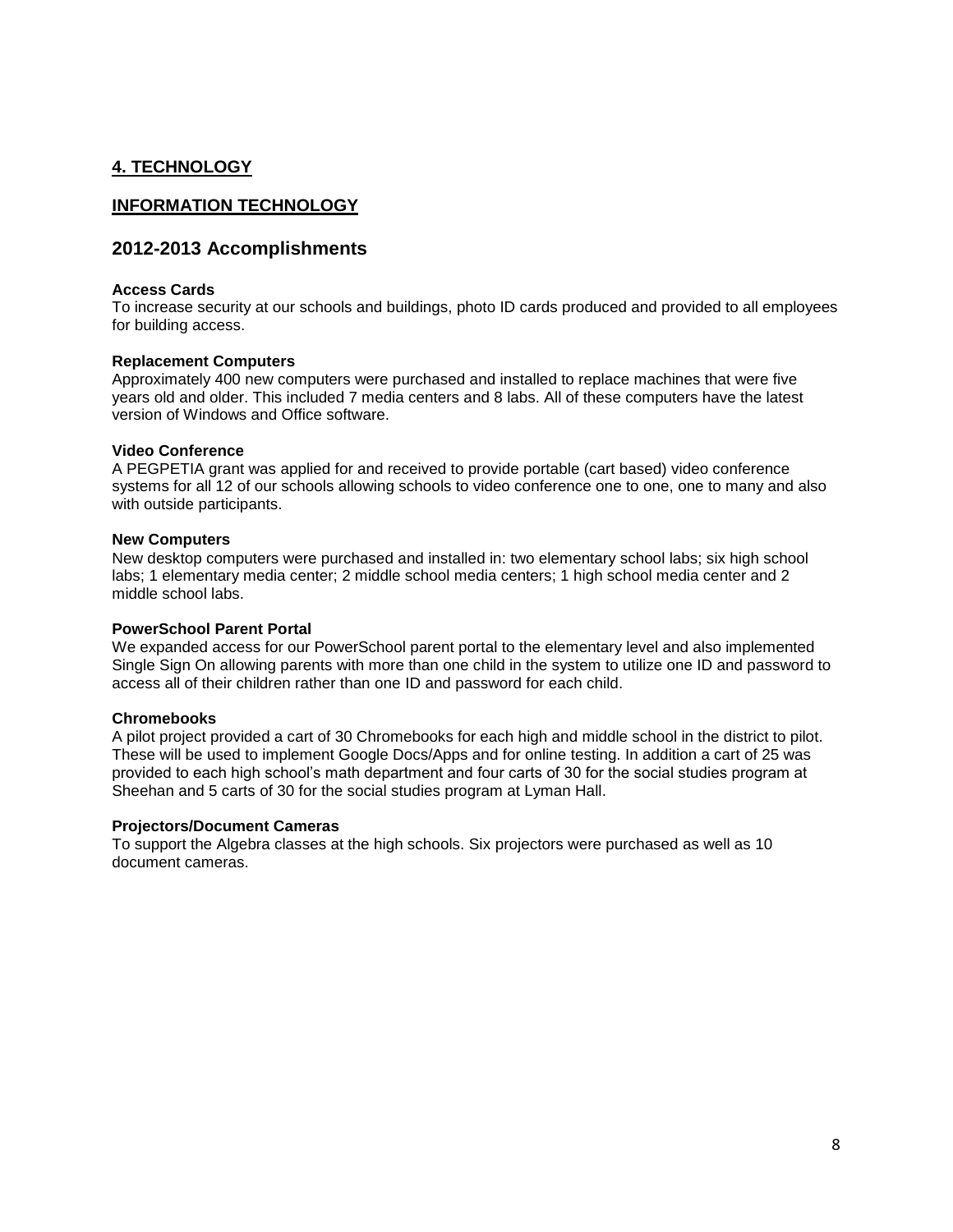## 4. TECHNOLOGY

## INFORMATION TECHNOLOGY

### 2012-2013 Accomplishments

**Access Cards**
To increase security at our schools and buildings, photo ID cards produced and provided to all employees for building access.

**Replacement Computers**
Approximately 400 new computers were purchased and installed to replace machines that were five years old and older. This included 7 media centers and 8 labs. All of these computers have the latest version of Windows and Office software.

**Video Conference**
A PEGPETIA grant was applied for and received to provide portable (cart based) video conference systems for all 12 of our schools allowing schools to video conference one to one, one to many and also with outside participants.

**New Computers**
New desktop computers were purchased and installed in: two elementary school labs; six high school labs; 1 elementary media center; 2 middle school media centers; 1 high school media center and 2 middle school labs.

**PowerSchool Parent Portal**
We expanded access for our PowerSchool parent portal to the elementary level and also implemented Single Sign On allowing parents with more than one child in the system to utilize one ID and password to access all of their children rather than one ID and password for each child.

**Chromebooks**
A pilot project provided a cart of 30 Chromebooks for each high and middle school in the district to pilot. These will be used to implement Google Docs/Apps and for online testing. In addition a cart of 25 was provided to each high school's math department and four carts of 30 for the social studies program at Sheehan and 5 carts of 30 for the social studies program at Lyman Hall.

**Projectors/Document Cameras**
To support the Algebra classes at the high schools. Six projectors were purchased as well as 10 document cameras.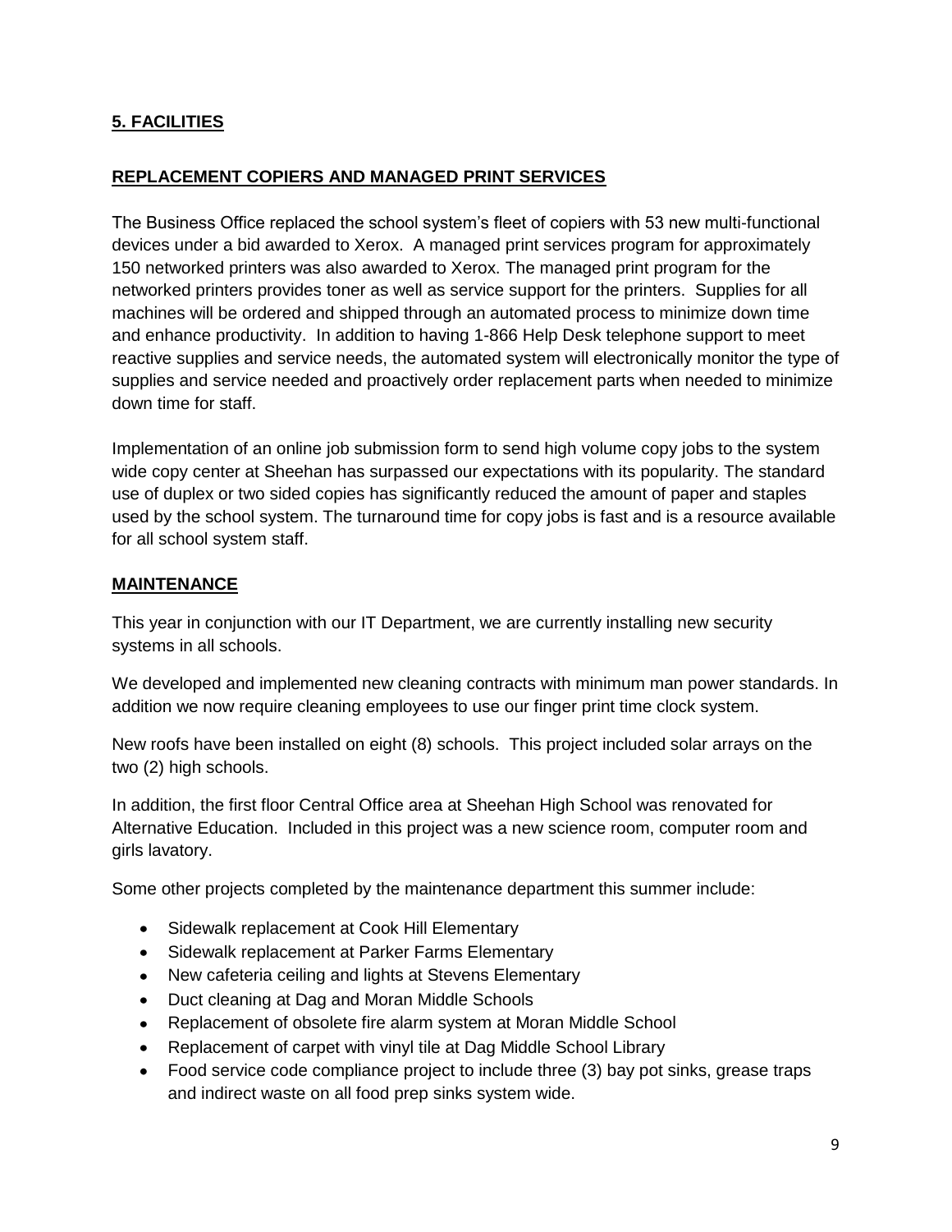## 5. FACILITIES

### REPLACEMENT COPIERS AND MANAGED PRINT SERVICES

The Business Office replaced the school system's fleet of copiers with 53 new multi-functional devices under a bid awarded to Xerox. A managed print services program for approximately 150 networked printers was also awarded to Xerox. The managed print program for the networked printers provides toner as well as service support for the printers. Supplies for all machines will be ordered and shipped through an automated process to minimize down time and enhance productivity. In addition to having 1-866 Help Desk telephone support to meet reactive supplies and service needs, the automated system will electronically monitor the type of supplies and service needed and proactively order replacement parts when needed to minimize down time for staff.

Implementation of an online job submission form to send high volume copy jobs to the system wide copy center at Sheehan has surpassed our expectations with its popularity. The standard use of duplex or two sided copies has significantly reduced the amount of paper and staples used by the school system. The turnaround time for copy jobs is fast and is a resource available for all school system staff.

### MAINTENANCE

This year in conjunction with our IT Department, we are currently installing new security systems in all schools.

We developed and implemented new cleaning contracts with minimum man power standards. In addition we now require cleaning employees to use our finger print time clock system.

New roofs have been installed on eight (8) schools. This project included solar arrays on the two (2) high schools.

In addition, the first floor Central Office area at Sheehan High School was renovated for Alternative Education. Included in this project was a new science room, computer room and girls lavatory.

Some other projects completed by the maintenance department this summer include:

- Sidewalk replacement at Cook Hill Elementary
- Sidewalk replacement at Parker Farms Elementary
- New cafeteria ceiling and lights at Stevens Elementary
- Duct cleaning at Dag and Moran Middle Schools
- Replacement of obsolete fire alarm system at Moran Middle School
- Replacement of carpet with vinyl tile at Dag Middle School Library
- Food service code compliance project to include three (3) bay pot sinks, grease traps and indirect waste on all food prep sinks system wide.